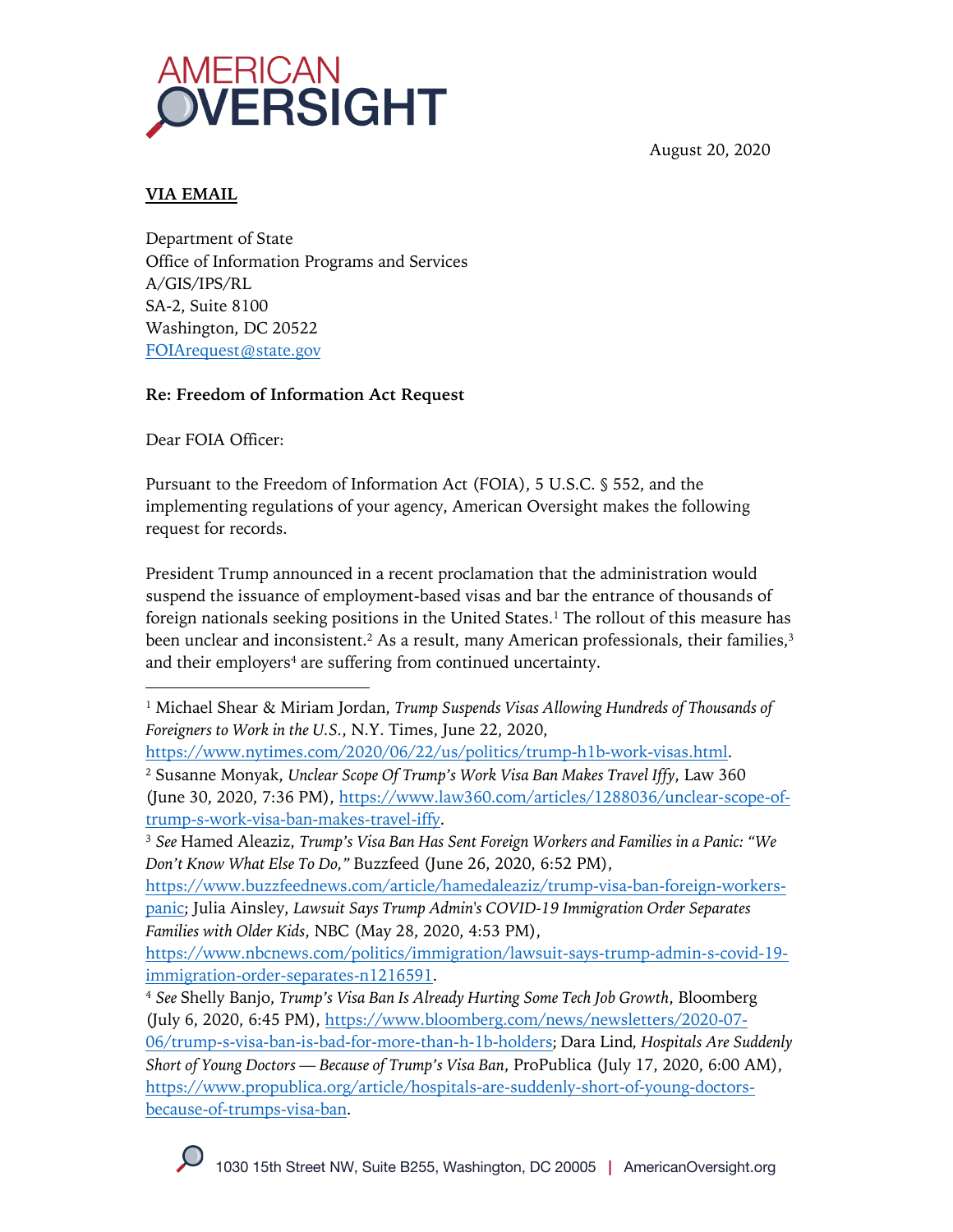AMERICAN OVERSIGHT

August 20, 2020

**VIA EMAIL**

Department of State
Office of Information Programs and Services
A/GIS/IPS/RL
SA-2, Suite 8100
Washington, DC 20522
FOIArequest@state.gov

**Re: Freedom of Information Act Request**

Dear FOIA Officer:

Pursuant to the Freedom of Information Act (FOIA), 5 U.S.C. § 552, and the implementing regulations of your agency, American Oversight makes the following request for records.

President Trump announced in a recent proclamation that the administration would suspend the issuance of employment-based visas and bar the entrance of thousands of foreign nationals seeking positions in the United States.[1] The rollout of this measure has been unclear and inconsistent.[2] As a result, many American professionals, their families,[3] and their employers[4] are suffering from continued uncertainty.

---

[1] Michael Shear & Miriam Jordan, *Trump Suspends Visas Allowing Hundreds of Thousands of Foreigners to Work in the U.S.*, N.Y. Times, June 22, 2020, https://www.nytimes.com/2020/06/22/us/politics/trump-h1b-work-visas.html.

[2] Susanne Monyak, *Unclear Scope Of Trump's Work Visa Ban Makes Travel Iffy*, Law 360 (June 30, 2020, 7:36 PM), https://www.law360.com/articles/1288036/unclear-scope-of-trump-s-work-visa-ban-makes-travel-iffy.

[3] *See* Hamed Aleaziz, *Trump's Visa Ban Has Sent Foreign Workers and Families in a Panic: "We Don't Know What Else To Do,"* Buzzfeed (June 26, 2020, 6:52 PM), https://www.buzzfeednews.com/article/hamedaleaziz/trump-visa-ban-foreign-workers-panic; Julia Ainsley, *Lawsuit Says Trump Admin's COVID-19 Immigration Order Separates Families with Older Kids*, NBC (May 28, 2020, 4:53 PM), https://www.nbcnews.com/politics/immigration/lawsuit-says-trump-admin-s-covid-19-immigration-order-separates-n1216591.

[4] *See* Shelly Banjo, *Trump's Visa Ban Is Already Hurting Some Tech Job Growth*, Bloomberg (July 6, 2020, 6:45 PM), https://www.bloomberg.com/news/newsletters/2020-07-06/trump-s-visa-ban-is-bad-for-more-than-h-1b-holders; Dara Lind, *Hospitals Are Suddenly Short of Young Doctors — Because of Trump's Visa Ban*, ProPublica (July 17, 2020, 6:00 AM), https://www.propublica.org/article/hospitals-are-suddenly-short-of-young-doctors-because-of-trumps-visa-ban.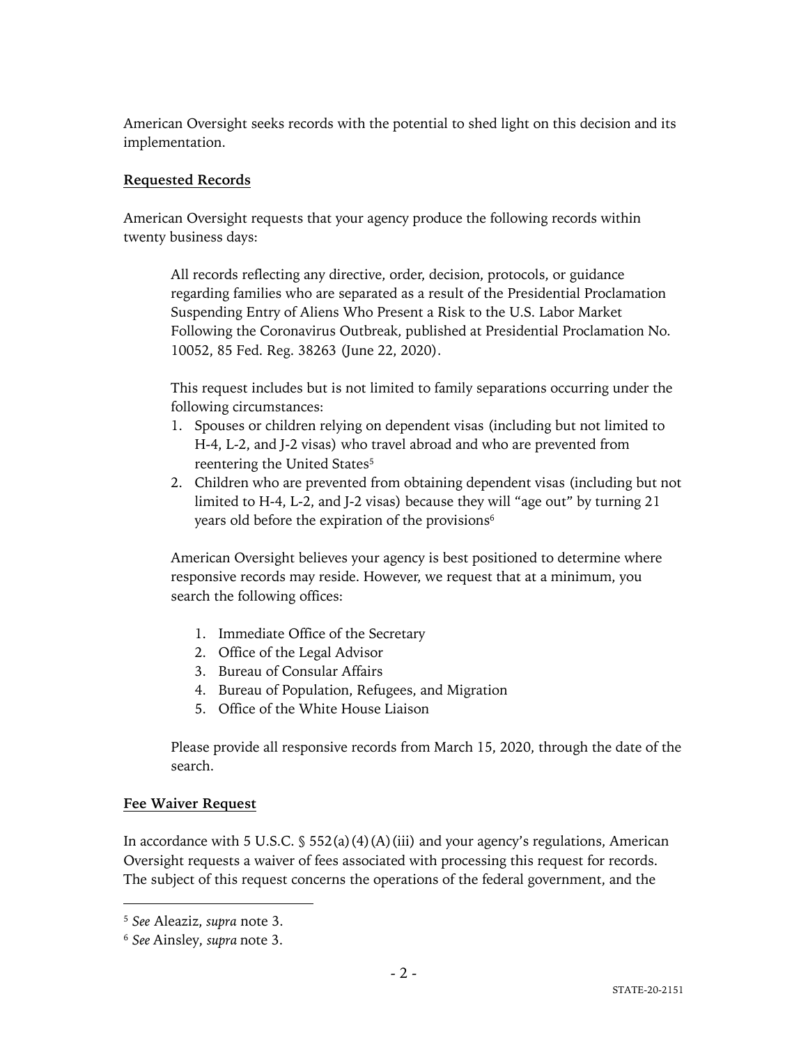American Oversight seeks records with the potential to shed light on this decision and its implementation.

**Requested Records**

American Oversight requests that your agency produce the following records within twenty business days:

> All records reflecting any directive, order, decision, protocols, or guidance regarding families who are separated as a result of the Presidential Proclamation Suspending Entry of Aliens Who Present a Risk to the U.S. Labor Market Following the Coronavirus Outbreak, published at Presidential Proclamation No. 10052, 85 Fed. Reg. 38263 (June 22, 2020).
>
> This request includes but is not limited to family separations occurring under the following circumstances:
>
> 1. Spouses or children relying on dependent visas (including but not limited to H-4, L-2, and J-2 visas) who travel abroad and who are prevented from reentering the United States[5]
> 2. Children who are prevented from obtaining dependent visas (including but not limited to H-4, L-2, and J-2 visas) because they will "age out" by turning 21 years old before the expiration of the provisions[6]
>
> American Oversight believes your agency is best positioned to determine where responsive records may reside. However, we request that at a minimum, you search the following offices:
>
> 1. Immediate Office of the Secretary
> 2. Office of the Legal Advisor
> 3. Bureau of Consular Affairs
> 4. Bureau of Population, Refugees, and Migration
> 5. Office of the White House Liaison
>
> Please provide all responsive records from March 15, 2020, through the date of the search.

**Fee Waiver Request**

In accordance with 5 U.S.C. § 552(a)(4)(A)(iii) and your agency's regulations, American Oversight requests a waiver of fees associated with processing this request for records. The subject of this request concerns the operations of the federal government, and the

---

[5] *See* Aleaziz, *supra* note 3.

[6] *See* Ainsley, *supra* note 3.

STATE-20-2151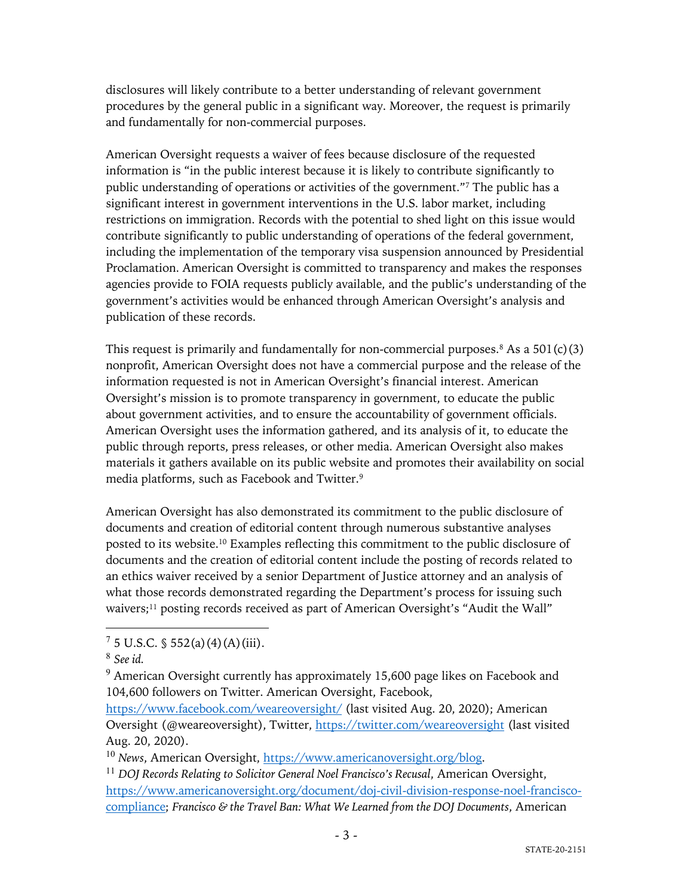disclosures will likely contribute to a better understanding of relevant government procedures by the general public in a significant way. Moreover, the request is primarily and fundamentally for non-commercial purposes.

American Oversight requests a waiver of fees because disclosure of the requested information is "in the public interest because it is likely to contribute significantly to public understanding of operations or activities of the government."[7] The public has a significant interest in government interventions in the U.S. labor market, including restrictions on immigration. Records with the potential to shed light on this issue would contribute significantly to public understanding of operations of the federal government, including the implementation of the temporary visa suspension announced by Presidential Proclamation. American Oversight is committed to transparency and makes the responses agencies provide to FOIA requests publicly available, and the public's understanding of the government's activities would be enhanced through American Oversight's analysis and publication of these records.

This request is primarily and fundamentally for non-commercial purposes.[8] As a 501(c)(3) nonprofit, American Oversight does not have a commercial purpose and the release of the information requested is not in American Oversight's financial interest. American Oversight's mission is to promote transparency in government, to educate the public about government activities, and to ensure the accountability of government officials. American Oversight uses the information gathered, and its analysis of it, to educate the public through reports, press releases, or other media. American Oversight also makes materials it gathers available on its public website and promotes their availability on social media platforms, such as Facebook and Twitter.[9]

American Oversight has also demonstrated its commitment to the public disclosure of documents and creation of editorial content through numerous substantive analyses posted to its website.[10] Examples reflecting this commitment to the public disclosure of documents and the creation of editorial content include the posting of records related to an ethics waiver received by a senior Department of Justice attorney and an analysis of what those records demonstrated regarding the Department's process for issuing such waivers;[11] posting records received as part of American Oversight's "Audit the Wall"

---

[7] 5 U.S.C. § 552(a)(4)(A)(iii).

[8] *See id.*

[9] American Oversight currently has approximately 15,600 page likes on Facebook and 104,600 followers on Twitter. American Oversight, Facebook, https://www.facebook.com/weareoversight/ (last visited Aug. 20, 2020); American Oversight (@weareoversight), Twitter, https://twitter.com/weareoversight (last visited Aug. 20, 2020).

[10] *News*, American Oversight, https://www.americanoversight.org/blog.

[11] *DOJ Records Relating to Solicitor General Noel Francisco's Recusal*, American Oversight, https://www.americanoversight.org/document/doj-civil-division-response-noel-francisco-compliance; *Francisco & the Travel Ban: What We Learned from the DOJ Documents*, American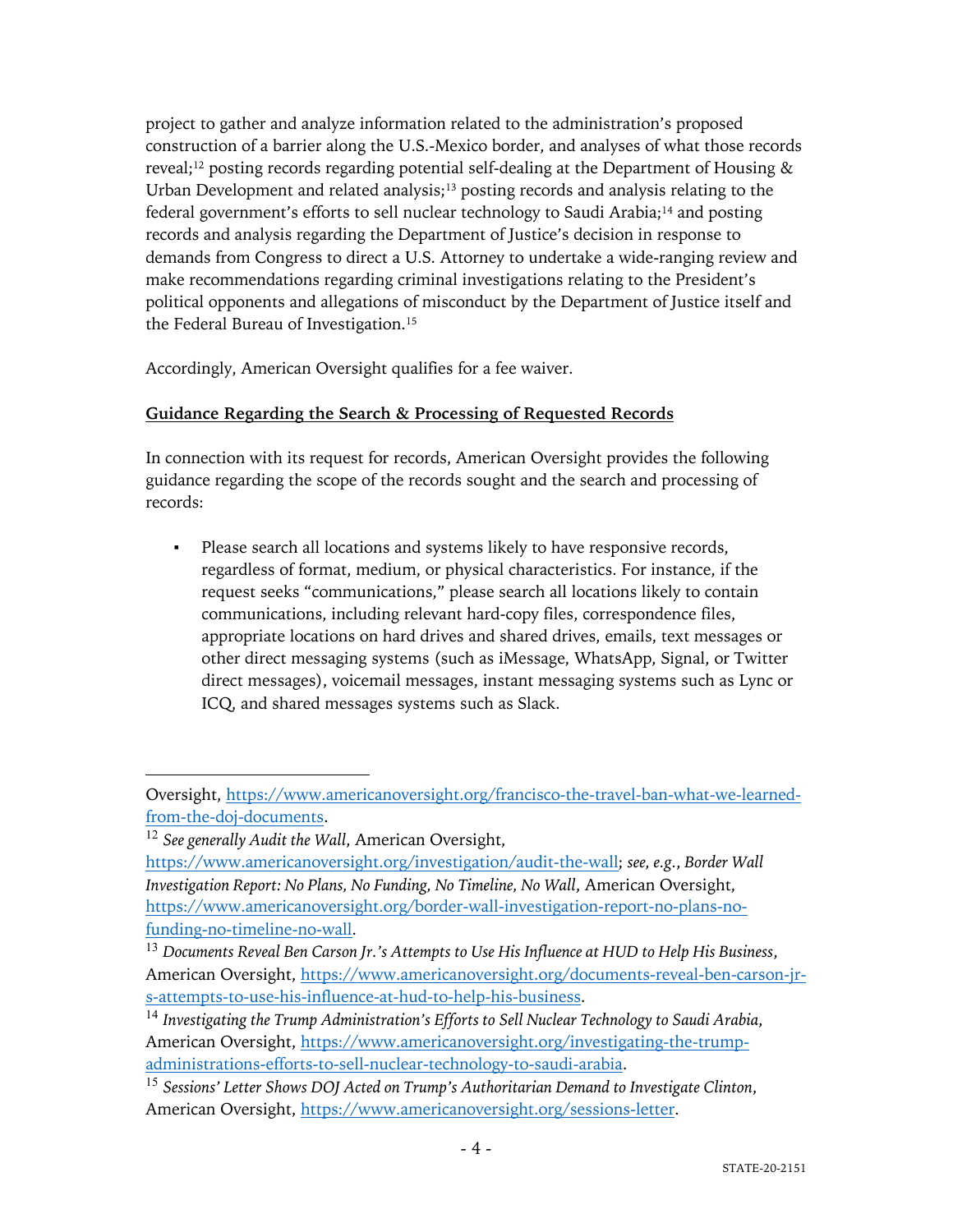project to gather and analyze information related to the administration's proposed construction of a barrier along the U.S.-Mexico border, and analyses of what those records reveal;[12] posting records regarding potential self-dealing at the Department of Housing & Urban Development and related analysis;[13] posting records and analysis relating to the federal government's efforts to sell nuclear technology to Saudi Arabia;[14] and posting records and analysis regarding the Department of Justice's decision in response to demands from Congress to direct a U.S. Attorney to undertake a wide-ranging review and make recommendations regarding criminal investigations relating to the President's political opponents and allegations of misconduct by the Department of Justice itself and the Federal Bureau of Investigation.[15]

Accordingly, American Oversight qualifies for a fee waiver.

**Guidance Regarding the Search & Processing of Requested Records**

In connection with its request for records, American Oversight provides the following guidance regarding the scope of the records sought and the search and processing of records:

- Please search all locations and systems likely to have responsive records, regardless of format, medium, or physical characteristics. For instance, if the request seeks "communications," please search all locations likely to contain communications, including relevant hard-copy files, correspondence files, appropriate locations on hard drives and shared drives, emails, text messages or other direct messaging systems (such as iMessage, WhatsApp, Signal, or Twitter direct messages), voicemail messages, instant messaging systems such as Lync or ICQ, and shared messages systems such as Slack.

---

Oversight, https://www.americanoversight.org/francisco-the-travel-ban-what-we-learned-from-the-doj-documents.

[12] *See generally Audit the Wall*, American Oversight, https://www.americanoversight.org/investigation/audit-the-wall; *see, e.g.*, *Border Wall Investigation Report: No Plans, No Funding, No Timeline, No Wall*, American Oversight, https://www.americanoversight.org/border-wall-investigation-report-no-plans-no-funding-no-timeline-no-wall.

[13] *Documents Reveal Ben Carson Jr.'s Attempts to Use His Influence at HUD to Help His Business*, American Oversight, https://www.americanoversight.org/documents-reveal-ben-carson-jr-s-attempts-to-use-his-influence-at-hud-to-help-his-business.

[14] *Investigating the Trump Administration's Efforts to Sell Nuclear Technology to Saudi Arabia*, American Oversight, https://www.americanoversight.org/investigating-the-trump-administrations-efforts-to-sell-nuclear-technology-to-saudi-arabia.

[15] *Sessions' Letter Shows DOJ Acted on Trump's Authoritarian Demand to Investigate Clinton*, American Oversight, https://www.americanoversight.org/sessions-letter.

STATE-20-2151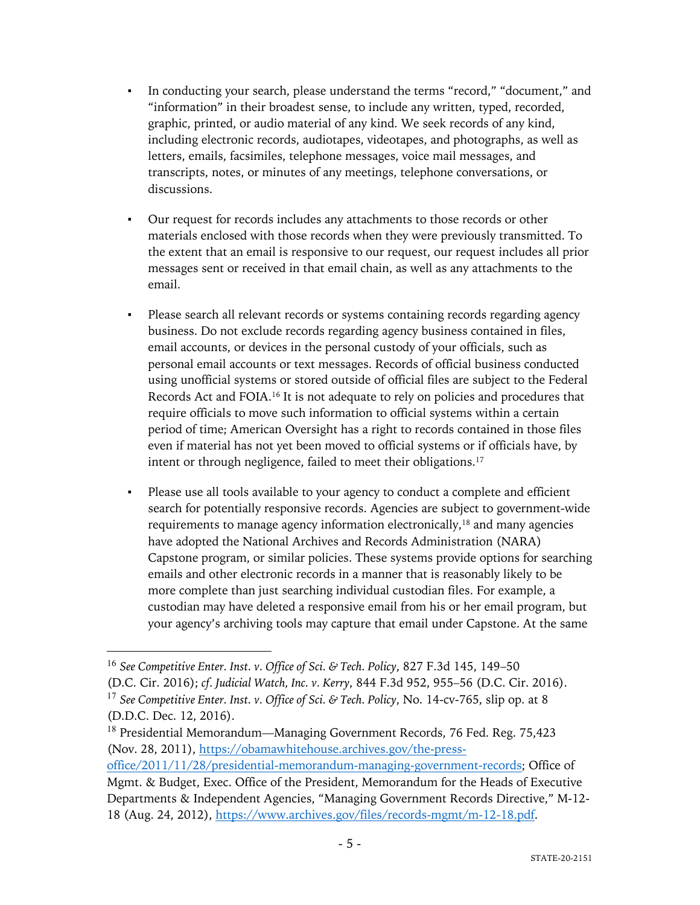- In conducting your search, please understand the terms "record," "document," and "information" in their broadest sense, to include any written, typed, recorded, graphic, printed, or audio material of any kind. We seek records of any kind, including electronic records, audiotapes, videotapes, and photographs, as well as letters, emails, facsimiles, telephone messages, voice mail messages, and transcripts, notes, or minutes of any meetings, telephone conversations, or discussions.

- Our request for records includes any attachments to those records or other materials enclosed with those records when they were previously transmitted. To the extent that an email is responsive to our request, our request includes all prior messages sent or received in that email chain, as well as any attachments to the email.

- Please search all relevant records or systems containing records regarding agency business. Do not exclude records regarding agency business contained in files, email accounts, or devices in the personal custody of your officials, such as personal email accounts or text messages. Records of official business conducted using unofficial systems or stored outside of official files are subject to the Federal Records Act and FOIA.[16] It is not adequate to rely on policies and procedures that require officials to move such information to official systems within a certain period of time; American Oversight has a right to records contained in those files even if material has not yet been moved to official systems or if officials have, by intent or through negligence, failed to meet their obligations.[17]

- Please use all tools available to your agency to conduct a complete and efficient search for potentially responsive records. Agencies are subject to government-wide requirements to manage agency information electronically,[18] and many agencies have adopted the National Archives and Records Administration (NARA) Capstone program, or similar policies. These systems provide options for searching emails and other electronic records in a manner that is reasonably likely to be more complete than just searching individual custodian files. For example, a custodian may have deleted a responsive email from his or her email program, but your agency's archiving tools may capture that email under Capstone. At the same

---

[16] *See Competitive Enter. Inst. v. Office of Sci. & Tech. Policy*, 827 F.3d 145, 149–50 (D.C. Cir. 2016); *cf. Judicial Watch, Inc. v. Kerry*, 844 F.3d 952, 955–56 (D.C. Cir. 2016).

[17] *See Competitive Enter. Inst. v. Office of Sci. & Tech. Policy*, No. 14-cv-765, slip op. at 8 (D.D.C. Dec. 12, 2016).

[18] Presidential Memorandum—Managing Government Records, 76 Fed. Reg. 75,423 (Nov. 28, 2011), https://obamawhitehouse.archives.gov/the-press-office/2011/11/28/presidential-memorandum-managing-government-records; Office of Mgmt. & Budget, Exec. Office of the President, Memorandum for the Heads of Executive Departments & Independent Agencies, "Managing Government Records Directive," M-12-18 (Aug. 24, 2012), https://www.archives.gov/files/records-mgmt/m-12-18.pdf.

STATE-20-2151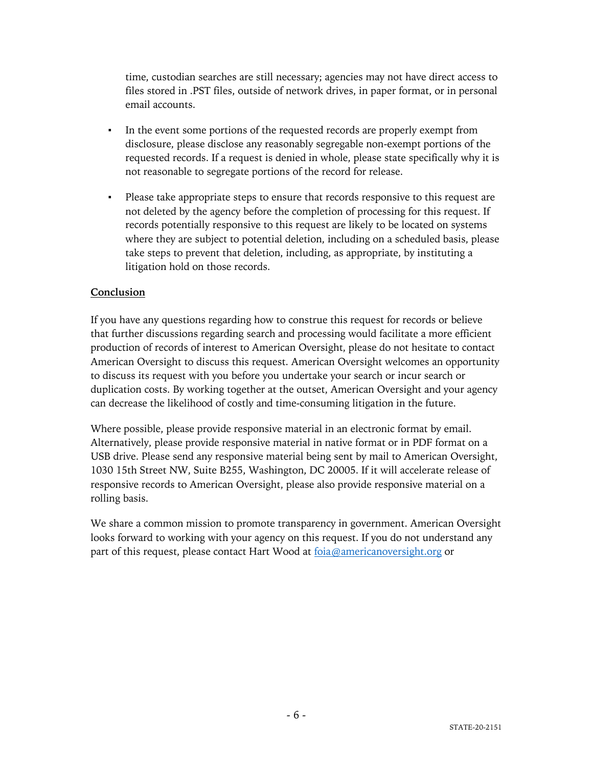time, custodian searches are still necessary; agencies may not have direct access to files stored in .PST files, outside of network drives, in paper format, or in personal email accounts.

- In the event some portions of the requested records are properly exempt from disclosure, please disclose any reasonably segregable non-exempt portions of the requested records. If a request is denied in whole, please state specifically why it is not reasonable to segregate portions of the record for release.

- Please take appropriate steps to ensure that records responsive to this request are not deleted by the agency before the completion of processing for this request. If records potentially responsive to this request are likely to be located on systems where they are subject to potential deletion, including on a scheduled basis, please take steps to prevent that deletion, including, as appropriate, by instituting a litigation hold on those records.

**Conclusion**

If you have any questions regarding how to construe this request for records or believe that further discussions regarding search and processing would facilitate a more efficient production of records of interest to American Oversight, please do not hesitate to contact American Oversight to discuss this request. American Oversight welcomes an opportunity to discuss its request with you before you undertake your search or incur search or duplication costs. By working together at the outset, American Oversight and your agency can decrease the likelihood of costly and time-consuming litigation in the future.

Where possible, please provide responsive material in an electronic format by email. Alternatively, please provide responsive material in native format or in PDF format on a USB drive. Please send any responsive material being sent by mail to American Oversight, 1030 15th Street NW, Suite B255, Washington, DC 20005. If it will accelerate release of responsive records to American Oversight, please also provide responsive material on a rolling basis.

We share a common mission to promote transparency in government. American Oversight looks forward to working with your agency on this request. If you do not understand any part of this request, please contact Hart Wood at foia@americanoversight.org or

STATE-20-2151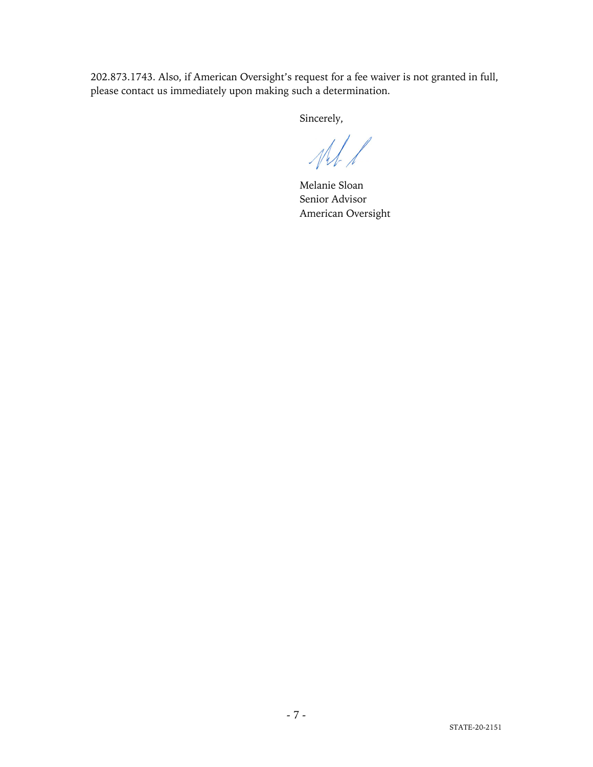202.873.1743. Also, if American Oversight's request for a fee waiver is not granted in full, please contact us immediately upon making such a determination.

Sincerely,

Melanie Sloan
Senior Advisor
American Oversight

STATE-20-2151